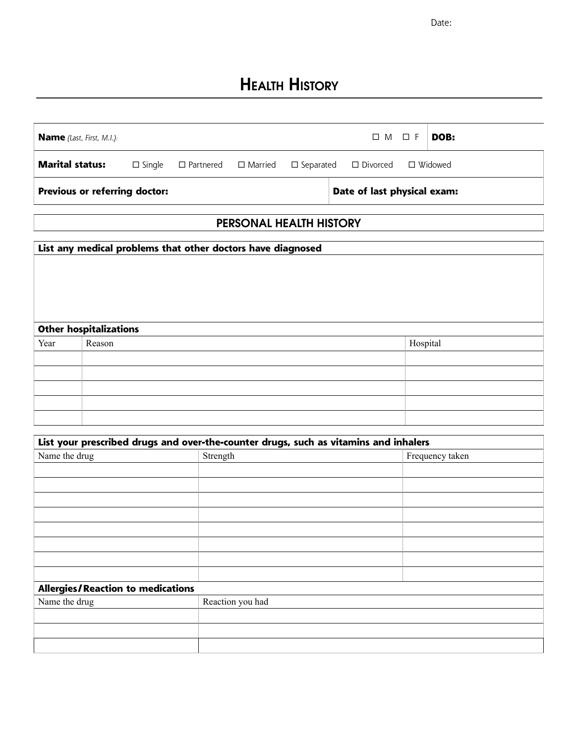Date:

# Health History

| **Name** *(Last, First, M.I.)*: | ☐ M ☐ F | **DOB:** |
|---|---|---|
| **Marital status:** ☐ Single ☐ Partnered ☐ Married ☐ Separated ☐ Divorced ☐ Widowed | | |
| **Previous or referring doctor:** | **Date of last physical exam:** | |

## PERSONAL HEALTH HISTORY

**List any medical problems that other doctors have diagnosed**

**Other hospitalizations**

| Year | Reason | Hospital |
|---|---|---|
| | | |
| | | |
| | | |
| | | |
| | | |

**List your prescribed drugs and over-the-counter drugs, such as vitamins and inhalers**

| Name the drug | Strength | Frequency taken |
|---|---|---|
| | | |
| | | |
| | | |
| | | |
| | | |
| | | |
| | | |
| | | |

**Allergies/Reaction to medications**

| Name the drug | Reaction you had |
|---|---|
| | |
| | |
| | |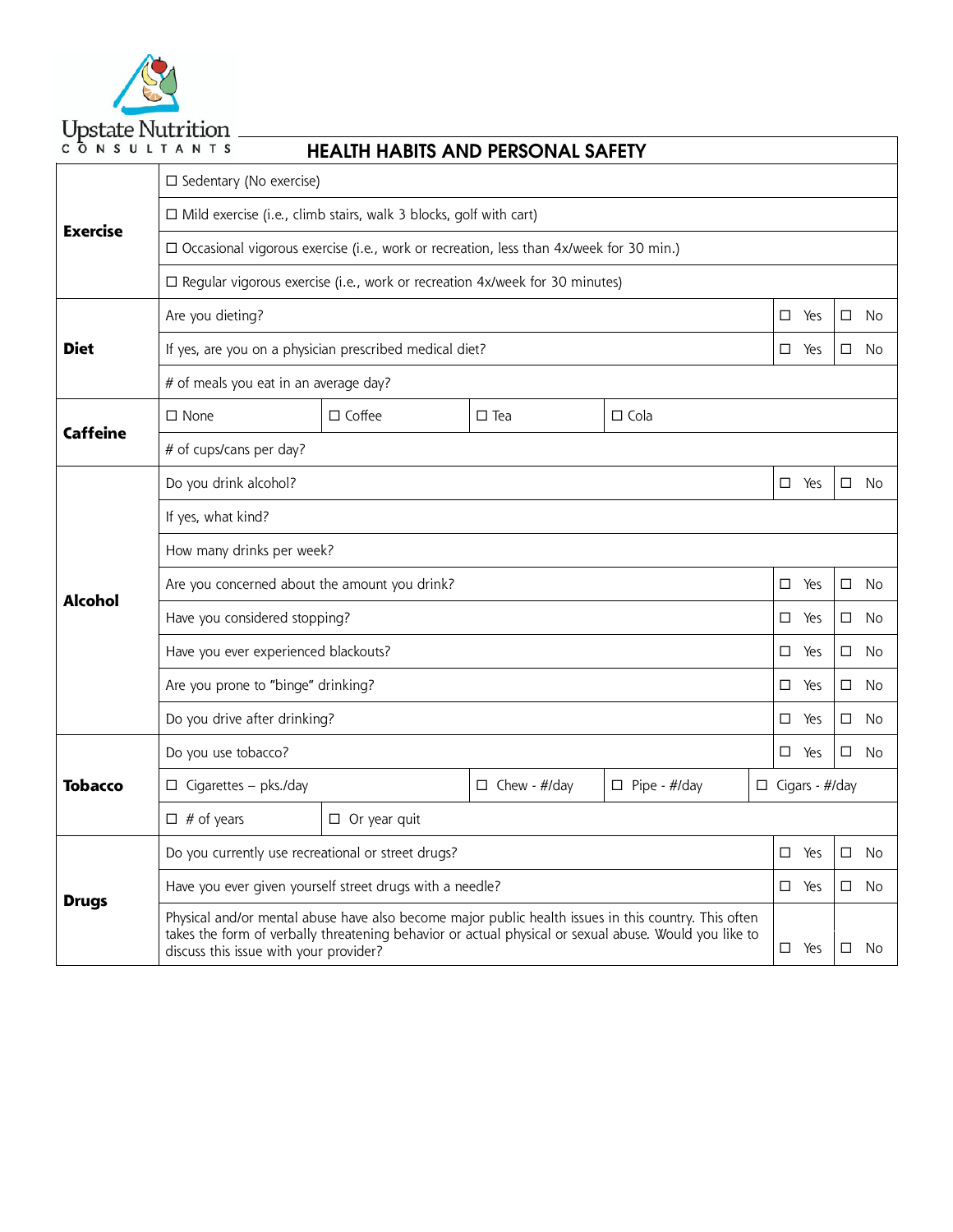Upstate Nutrition CONSULTANTS

# HEALTH HABITS AND PERSONAL SAFETY

| | | | | | |
|---|---|---|---|---|---|
| **Exercise** | ☐ Sedentary (No exercise) | | | | |
| | ☐ Mild exercise (i.e., climb stairs, walk 3 blocks, golf with cart) | | | | |
| | ☐ Occasional vigorous exercise (i.e., work or recreation, less than 4x/week for 30 min.) | | | | |
| | ☐ Regular vigorous exercise (i.e., work or recreation 4x/week for 30 minutes) | | | | |
| **Diet** | Are you dieting? | | | ☐ Yes | ☐ No |
| | If yes, are you on a physician prescribed medical diet? | | | ☐ Yes | ☐ No |
| | # of meals you eat in an average day? | | | | |
| **Caffeine** | ☐ None | ☐ Coffee | ☐ Tea | ☐ Cola | |
| | # of cups/cans per day? | | | | |
| **Alcohol** | Do you drink alcohol? | | | ☐ Yes | ☐ No |
| | If yes, what kind? | | | | |
| | How many drinks per week? | | | | |
| | Are you concerned about the amount you drink? | | | ☐ Yes | ☐ No |
| | Have you considered stopping? | | | ☐ Yes | ☐ No |
| | Have you ever experienced blackouts? | | | ☐ Yes | ☐ No |
| | Are you prone to "binge" drinking? | | | ☐ Yes | ☐ No |
| | Do you drive after drinking? | | | ☐ Yes | ☐ No |
| **Tobacco** | Do you use tobacco? | | | ☐ Yes | ☐ No |
| | ☐ Cigarettes – pks./day | ☐ Chew - #/day | ☐ Pipe - #/day | ☐ Cigars - #/day | |
| | ☐ # of years | ☐ Or year quit | | | |
| **Drugs** | Do you currently use recreational or street drugs? | | | ☐ Yes | ☐ No |
| | Have you ever given yourself street drugs with a needle? | | | ☐ Yes | ☐ No |
| | Physical and/or mental abuse have also become major public health issues in this country. This often takes the form of verbally threatening behavior or actual physical or sexual abuse. Would you like to discuss this issue with your provider? | | | ☐ Yes | ☐ No |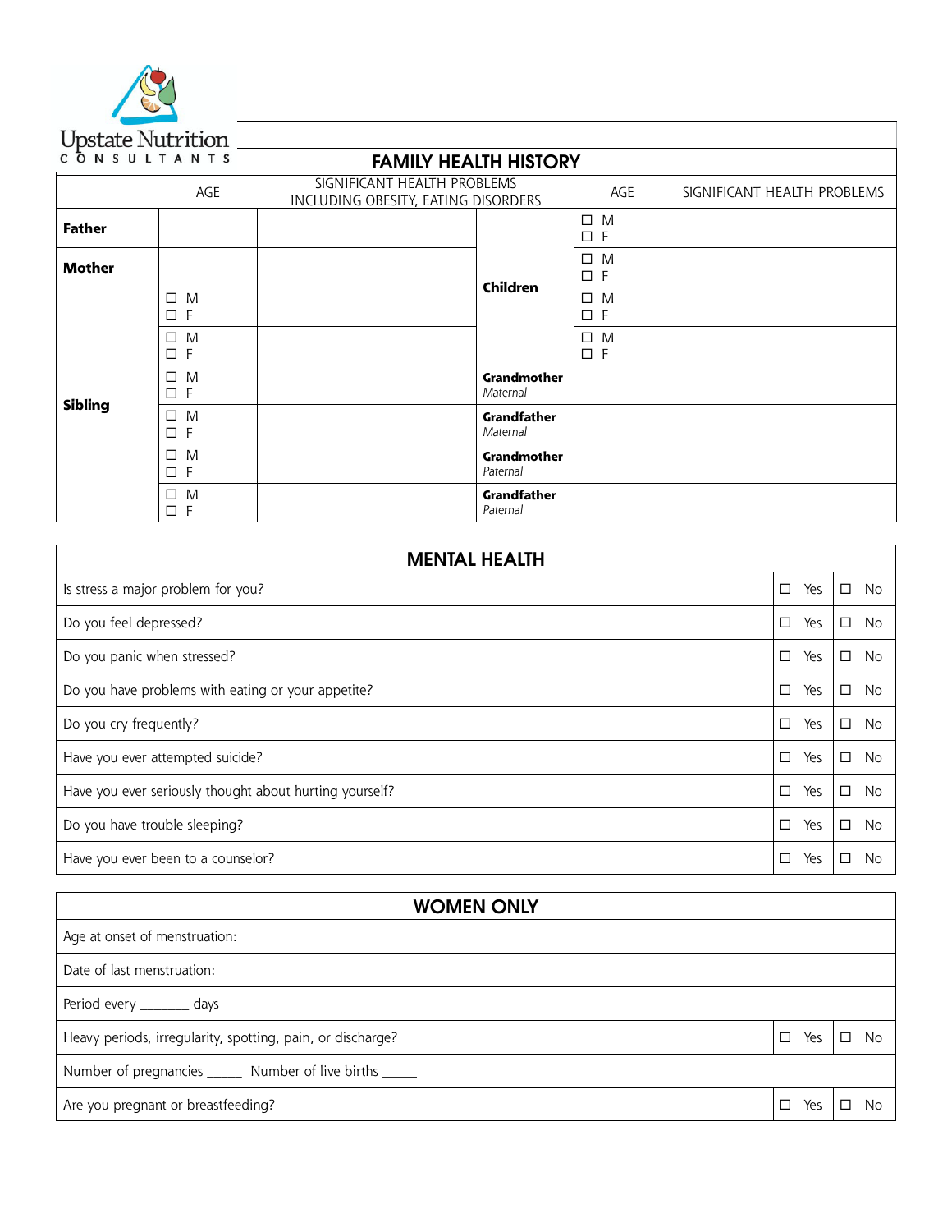Upstate Nutrition
CONSULTANTS

## FAMILY HEALTH HISTORY

| | AGE | SIGNIFICANT HEALTH PROBLEMS INCLUDING OBESITY, EATING DISORDERS | | AGE | SIGNIFICANT HEALTH PROBLEMS |
|---|---|---|---|---|---|
| **Father** | | | **Children** | ☐ M ☐ F | |
| **Mother** | | | | ☐ M ☐ F | |
| **Sibling** | ☐ M ☐ F | | | ☐ M ☐ F | |
| | ☐ M ☐ F | | | ☐ M ☐ F | |
| | ☐ M ☐ F | | **Grandmother** *Maternal* | | |
| | ☐ M ☐ F | | **Grandfather** *Maternal* | | |
| | ☐ M ☐ F | | **Grandmother** *Paternal* | | |
| | ☐ M ☐ F | | **Grandfather** *Paternal* | | |

## MENTAL HEALTH

| | | |
|---|---|---|
| Is stress a major problem for you? | ☐ Yes | ☐ No |
| Do you feel depressed? | ☐ Yes | ☐ No |
| Do you panic when stressed? | ☐ Yes | ☐ No |
| Do you have problems with eating or your appetite? | ☐ Yes | ☐ No |
| Do you cry frequently? | ☐ Yes | ☐ No |
| Have you ever attempted suicide? | ☐ Yes | ☐ No |
| Have you ever seriously thought about hurting yourself? | ☐ Yes | ☐ No |
| Do you have trouble sleeping? | ☐ Yes | ☐ No |
| Have you ever been to a counselor? | ☐ Yes | ☐ No |

## WOMEN ONLY

| | | |
|---|---|---|
| Age at onset of menstruation: | | |
| Date of last menstruation: | | |
| Period every _______ days | | |
| Heavy periods, irregularity, spotting, pain, or discharge? | ☐ Yes | ☐ No |
| Number of pregnancies _____ Number of live births _____ | | |
| Are you pregnant or breastfeeding? | ☐ Yes | ☐ No |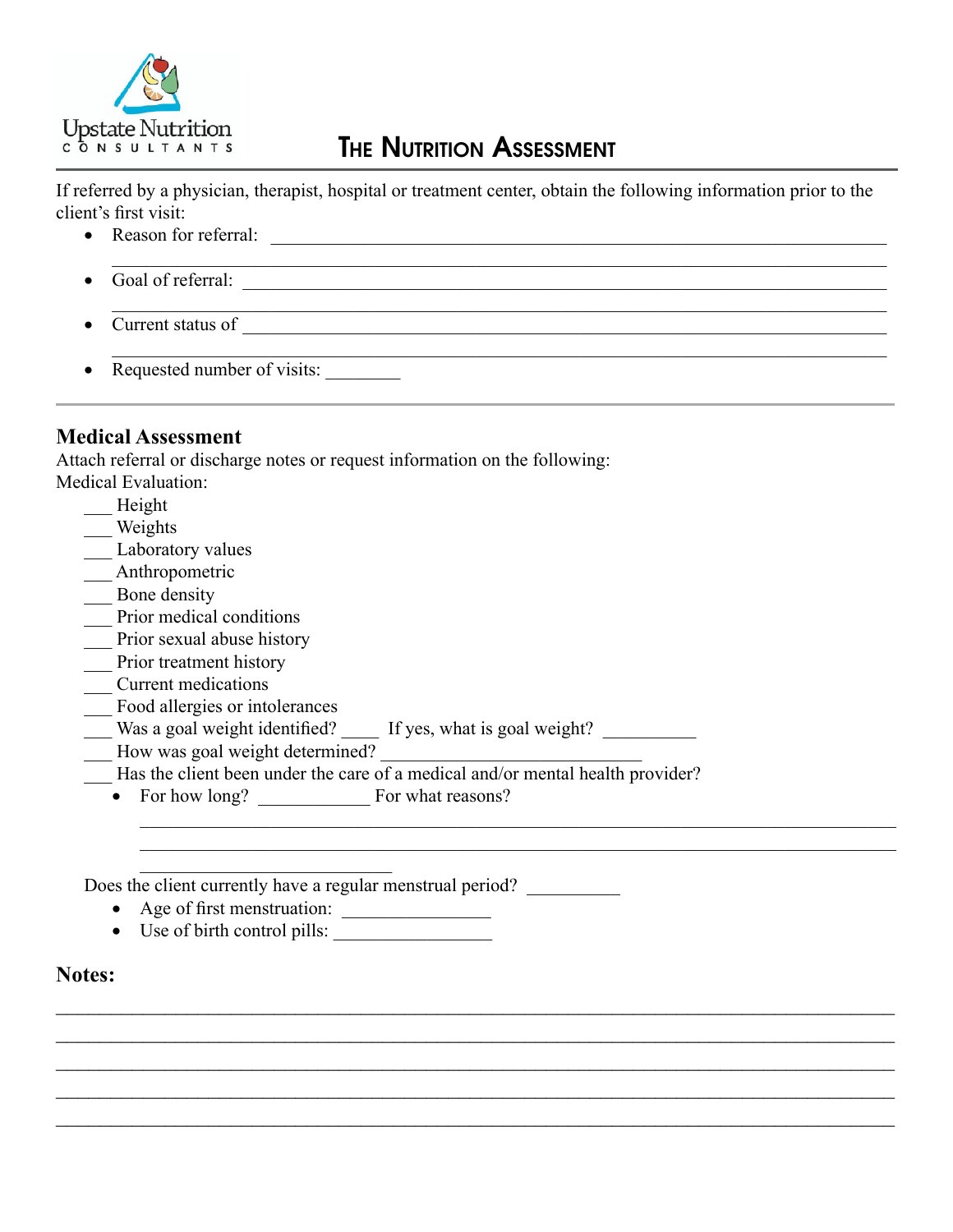Upstate Nutrition CONSULTANTS

# THE NUTRITION ASSESSMENT

If referred by a physician, therapist, hospital or treatment center, obtain the following information prior to the client's first visit:

- Reason for referral: ______________________________________________________________
  ______________________________________________________________________________
- Goal of referral: _________________________________________________________________
  ______________________________________________________________________________
- Current status of _________________________________________________________________
  ______________________________________________________________________________
- Requested number of visits: ________

## Medical Assessment

Attach referral or discharge notes or request information on the following:
Medical Evaluation:

___ Height
___ Weights
___ Laboratory values
___ Anthropometric
___ Bone density
___ Prior medical conditions
___ Prior sexual abuse history
___ Prior treatment history
___ Current medications
___ Food allergies or intolerances
___ Was a goal weight identified? ____ If yes, what is goal weight? __________
___ How was goal weight determined? ____________________________
___ Has the client been under the care of a medical and/or mental health provider?

- For how long? ____________ For what reasons?
  ______________________________________________________________________________
  ______________________________________________________________________________
  ___________________________

Does the client currently have a regular menstrual period? __________

- Age of first menstruation: ________________
- Use of birth control pills: ________________

## Notes:

______________________________________________________________________________
______________________________________________________________________________
______________________________________________________________________________
______________________________________________________________________________
______________________________________________________________________________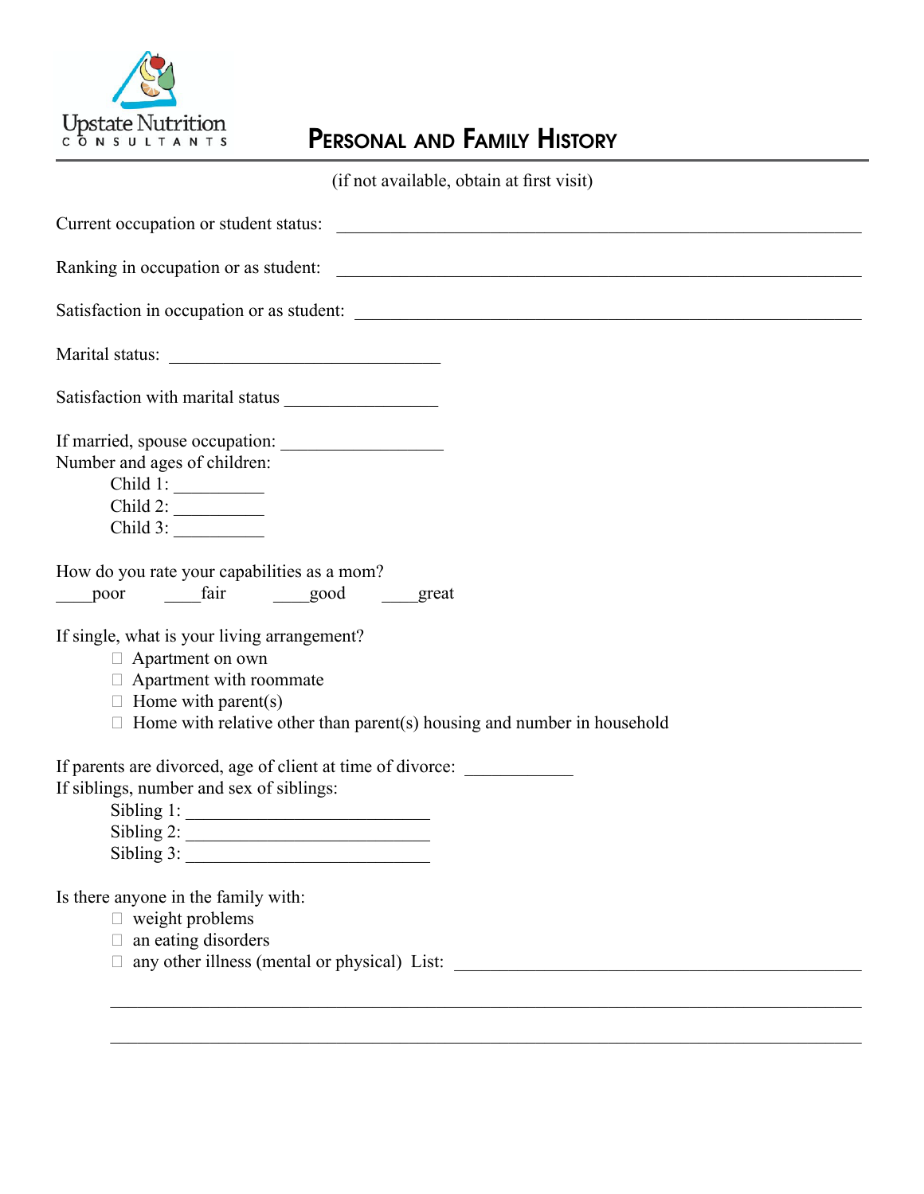Upstate Nutrition
CONSULTANTS

# Personal and Family History

(if not available, obtain at first visit)

Current occupation or student status: ____________________________________________

Ranking in occupation or as student: ____________________________________________

Satisfaction in occupation or as student: __________________________________________

Marital status: ______________________________

Satisfaction with marital status ________________

If married, spouse occupation: _________________
Number and ages of children:
- Child 1: __________
- Child 2: __________
- Child 3: __________

How do you rate your capabilities as a mom?
____poor ____fair ____good ____great

If single, what is your living arrangement?
- ☐ Apartment on own
- ☐ Apartment with roommate
- ☐ Home with parent(s)
- ☐ Home with relative other than parent(s) housing and number in household

If parents are divorced, age of client at time of divorce: ____________
If siblings, number and sex of siblings:
- Sibling 1: ___________________________
- Sibling 2: ___________________________
- Sibling 3: ___________________________

Is there anyone in the family with:
- ☐ weight problems
- ☐ an eating disorders
- ☐ any other illness (mental or physical) List: ______________________________________

________________________________________________________________________

________________________________________________________________________